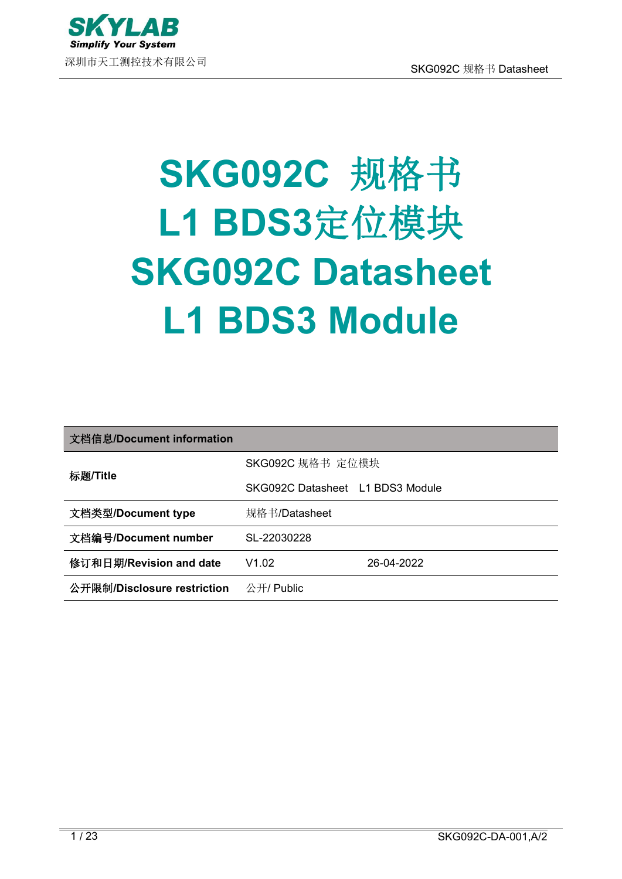# SKG092C 规格书
# L1 BDS3定位模块
# SKG092C Datasheet
# L1 BDS3 Module

| 文档信息/Document information | | |
|---|---|---|
| 标题/Title | SKG092C 规格书 定位模块 | |
| | SKG092C Datasheet L1 BDS3 Module | |
| 文档类型/Document type | 规格书/Datasheet | |
| 文档编号/Document number | SL-22030228 | |
| 修订和日期/Revision and date | V1.02 | 26-04-2022 |
| 公开限制/Disclosure restriction | 公开/ Public | |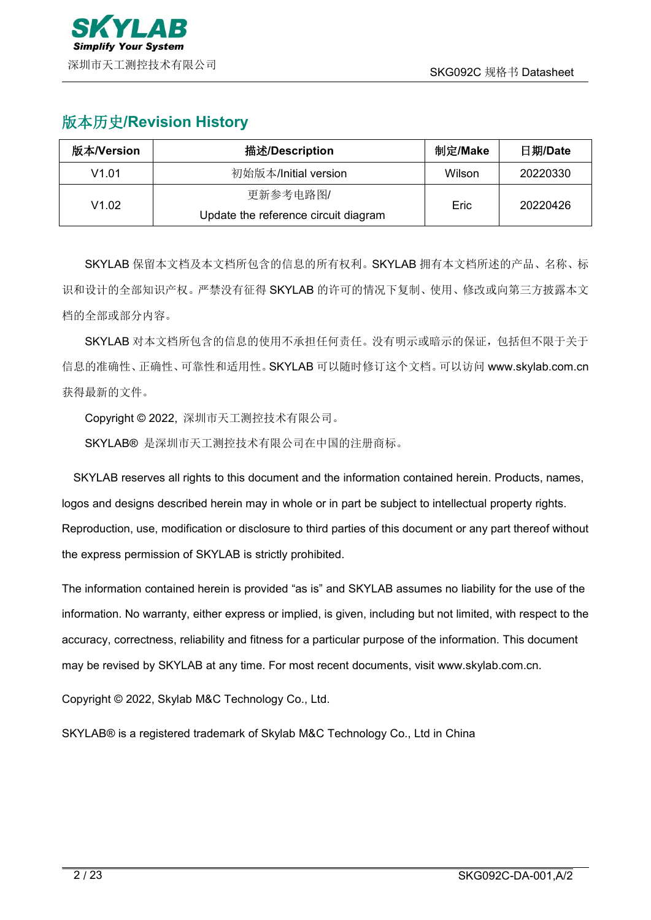## 版本历史/Revision History

| 版本/Version | 描述/Description | 制定/Make | 日期/Date |
|---|---|---|---|
| V1.01 | 初始版本/Initial version | Wilson | 20220330 |
| V1.02 | 更新参考电路图/<br>Update the reference circuit diagram | Eric | 20220426 |

SKYLAB 保留本文档及本文档所包含的信息的所有权利。SKYLAB 拥有本文档所述的产品、名称、标识和设计的全部知识产权。严禁没有征得 SKYLAB 的许可的情况下复制、使用、修改或向第三方披露本文档的全部或部分内容。

SKYLAB 对本文档所包含的信息的使用不承担任何责任。没有明示或暗示的保证，包括但不限于关于信息的准确性、正确性、可靠性和适用性。SKYLAB 可以随时修订这个文档。可以访问 www.skylab.com.cn 获得最新的文件。

Copyright © 2022, 深圳市天工测控技术有限公司。

SKYLAB® 是深圳市天工测控技术有限公司在中国的注册商标。

SKYLAB reserves all rights to this document and the information contained herein. Products, names, logos and designs described herein may in whole or in part be subject to intellectual property rights. Reproduction, use, modification or disclosure to third parties of this document or any part thereof without the express permission of SKYLAB is strictly prohibited.

The information contained herein is provided “as is” and SKYLAB assumes no liability for the use of the information. No warranty, either express or implied, is given, including but not limited, with respect to the accuracy, correctness, reliability and fitness for a particular purpose of the information. This document may be revised by SKYLAB at any time. For most recent documents, visit www.skylab.com.cn.

Copyright © 2022, Skylab M&C Technology Co., Ltd.

SKYLAB® is a registered trademark of Skylab M&C Technology Co., Ltd in China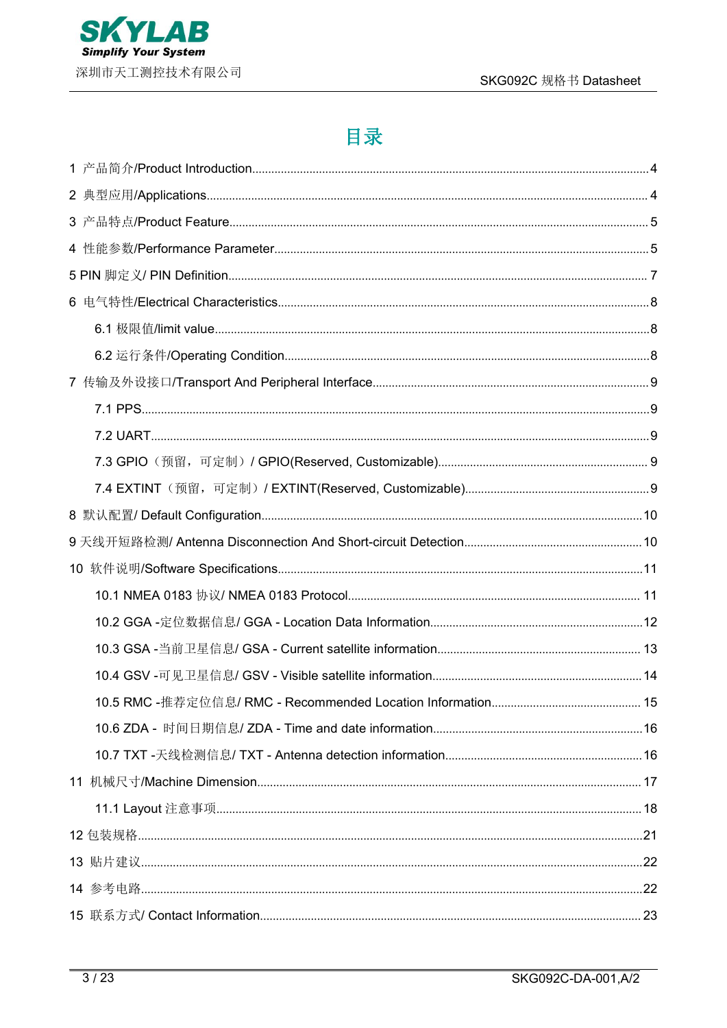# 目录

1 产品简介/Product Introduction....4

2 典型应用/Applications....4

3 产品特点/Product Feature....5

4 性能参数/Performance Parameter....5

5 PIN 脚定义/ PIN Definition....7

6 电气特性/Electrical Characteristics....8

- 6.1 极限值/limit value....8
- 6.2 运行条件/Operating Condition....8

7 传输及外设接口/Transport And Peripheral Interface....9

- 7.1 PPS....9
- 7.2 UART....9
- 7.3 GPIO（预留，可定制）/ GPIO(Reserved, Customizable)....9
- 7.4 EXTINT（预留，可定制）/ EXTINT(Reserved, Customizable)....9

8 默认配置/ Default Configuration....10

9 天线开短路检测/ Antenna Disconnection And Short-circuit Detection....10

10 软件说明/Software Specifications....11

- 10.1 NMEA 0183 协议/ NMEA 0183 Protocol....11
- 10.2 GGA -定位数据信息/ GGA - Location Data Information....12
- 10.3 GSA -当前卫星信息/ GSA - Current satellite information....13
- 10.4 GSV -可见卫星信息/ GSV - Visible satellite information....14
- 10.5 RMC -推荐定位信息/ RMC - Recommended Location Information....15
- 10.6 ZDA - 时间日期信息/ ZDA - Time and date information....16
- 10.7 TXT -天线检测信息/ TXT - Antenna detection information....16

11 机械尺寸/Machine Dimension....17

- 11.1 Layout 注意事项....18

12 包装规格....21

13 贴片建议....22

14 参考电路....22

15 联系方式/ Contact Information....23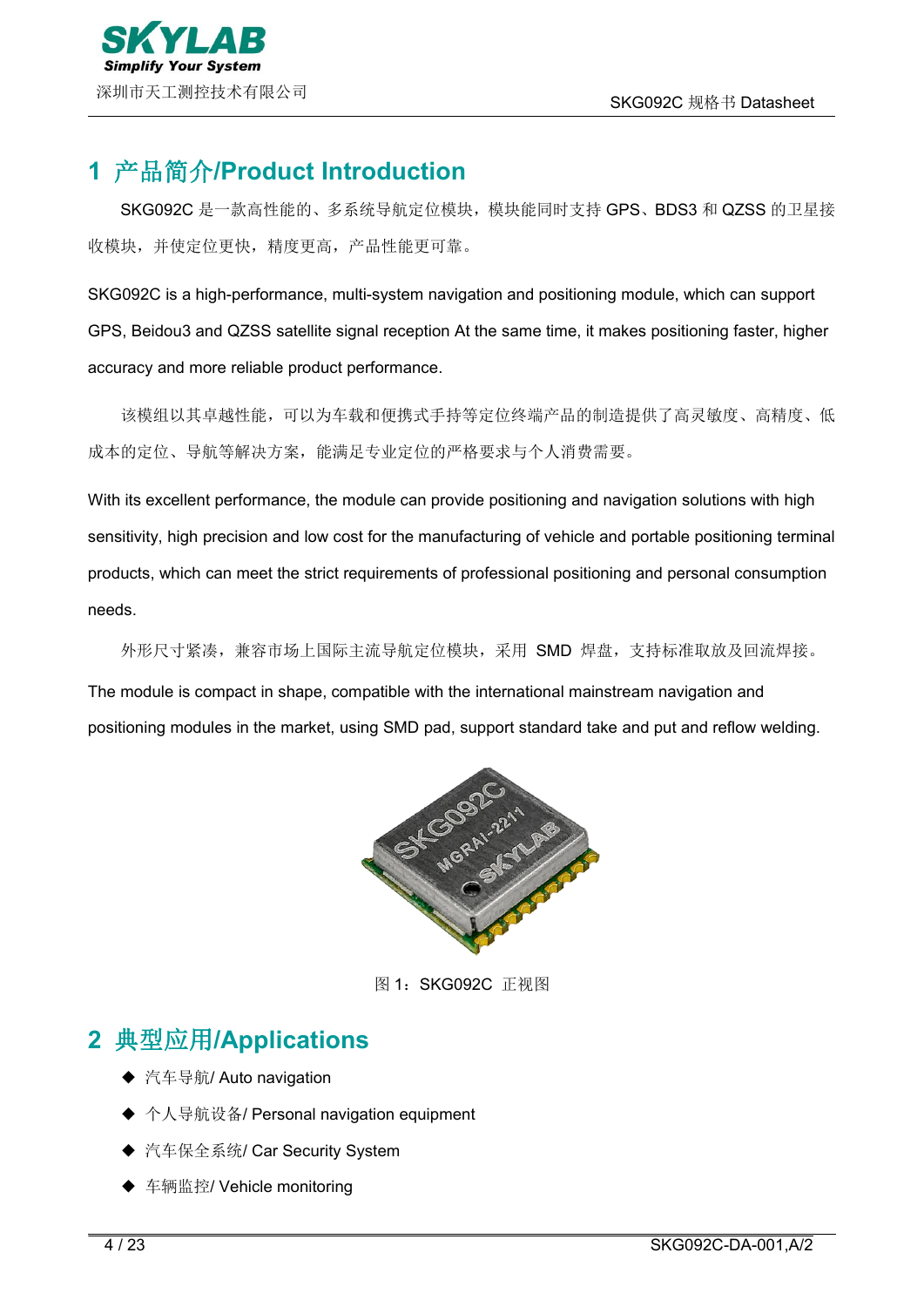# 1 产品简介/Product Introduction

SKG092C 是一款高性能的、多系统导航定位模块，模块能同时支持 GPS、BDS3 和 QZSS 的卫星接收模块，并使定位更快，精度更高，产品性能更可靠。

SKG092C is a high-performance, multi-system navigation and positioning module, which can support GPS, Beidou3 and QZSS satellite signal reception At the same time, it makes positioning faster, higher accuracy and more reliable product performance.

该模组以其卓越性能，可以为车载和便携式手持等定位终端产品的制造提供了高灵敏度、高精度、低成本的定位、导航等解决方案，能满足专业定位的严格要求与个人消费需要。

With its excellent performance, the module can provide positioning and navigation solutions with high sensitivity, high precision and low cost for the manufacturing of vehicle and portable positioning terminal products, which can meet the strict requirements of professional positioning and personal consumption needs.

外形尺寸紧凑，兼容市场上国际主流导航定位模块，采用 SMD 焊盘，支持标准取放及回流焊接。

The module is compact in shape, compatible with the international mainstream navigation and positioning modules in the market, using SMD pad, support standard take and put and reflow welding.

图 1：SKG092C 正视图

# 2 典型应用/Applications

- 汽车导航/ Auto navigation
- 个人导航设备/ Personal navigation equipment
- 汽车保全系统/ Car Security System
- 车辆监控/ Vehicle monitoring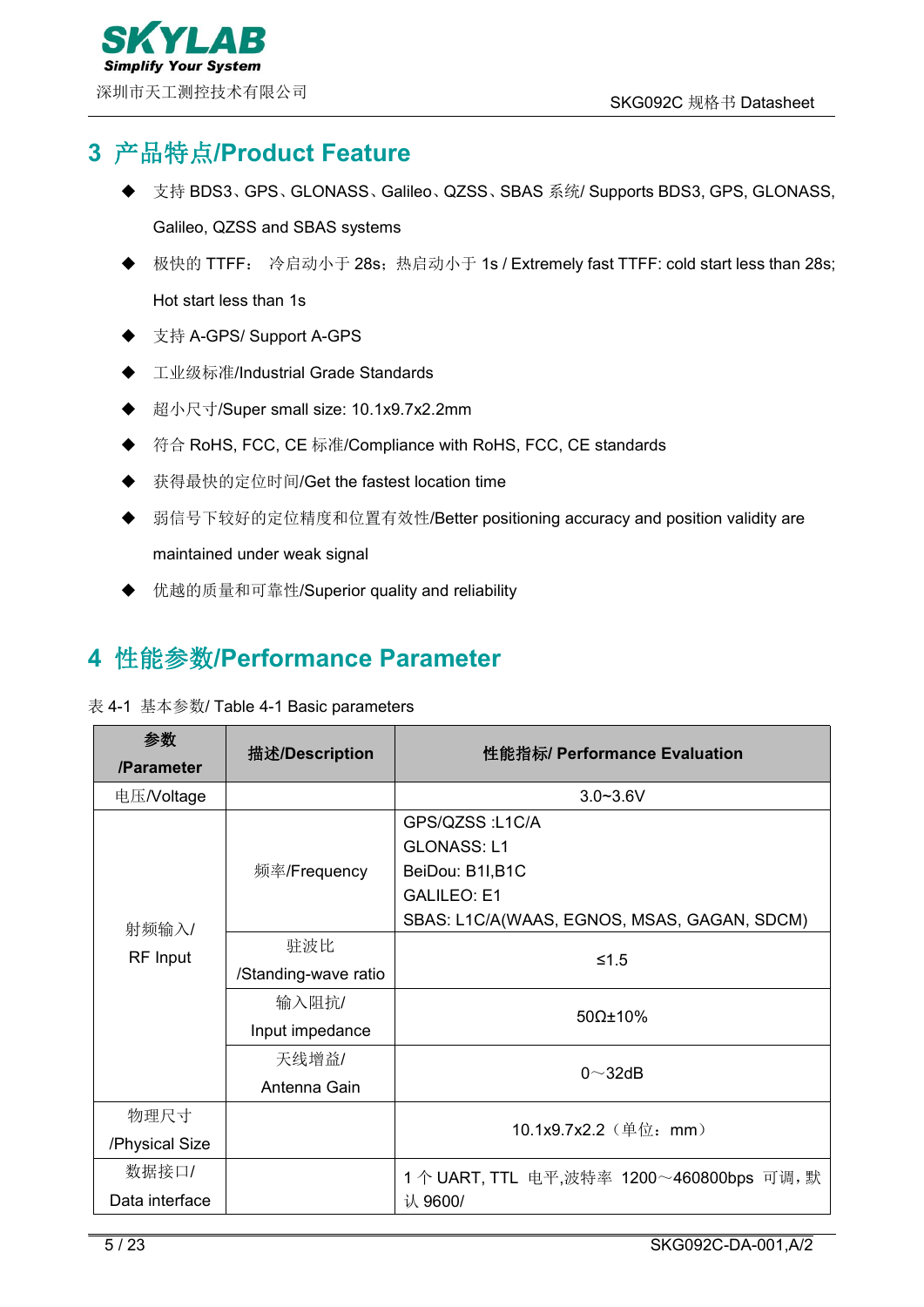## 3 产品特点/Product Feature

- 支持 BDS3、GPS、GLONASS、Galileo、QZSS、SBAS 系统/ Supports BDS3, GPS, GLONASS, Galileo, QZSS and SBAS systems
- 极快的 TTFF： 冷启动小于 28s；热启动小于 1s / Extremely fast TTFF: cold start less than 28s; Hot start less than 1s
- 支持 A-GPS/ Support A-GPS
- 工业级标准/Industrial Grade Standards
- 超小尺寸/Super small size: 10.1x9.7x2.2mm
- 符合 RoHS, FCC, CE 标准/Compliance with RoHS, FCC, CE standards
- 获得最快的定位时间/Get the fastest location time
- 弱信号下较好的定位精度和位置有效性/Better positioning accuracy and position validity are maintained under weak signal
- 优越的质量和可靠性/Superior quality and reliability

## 4 性能参数/Performance Parameter

表 4-1 基本参数/ Table 4-1 Basic parameters

| 参数 /Parameter | 描述/Description | 性能指标/ Performance Evaluation |
|---|---|---|
| 电压/Voltage | | 3.0~3.6V |
| 射频输入/ RF Input | 频率/Frequency | GPS/QZSS :L1C/A<br>GLONASS: L1<br>BeiDou: B1I,B1C<br>GALILEO: E1<br>SBAS: L1C/A(WAAS, EGNOS, MSAS, GAGAN, SDCM) |
| | 驻波比 /Standing-wave ratio | ≤1.5 |
| | 输入阻抗/ Input impedance | 50Ω±10% |
| | 天线增益/ Antenna Gain | 0～32dB |
| 物理尺寸 /Physical Size | | 10.1x9.7x2.2（单位：mm） |
| 数据接口/ Data interface | | 1 个 UART, TTL 电平,波特率 1200～460800bps 可调，默认 9600/ |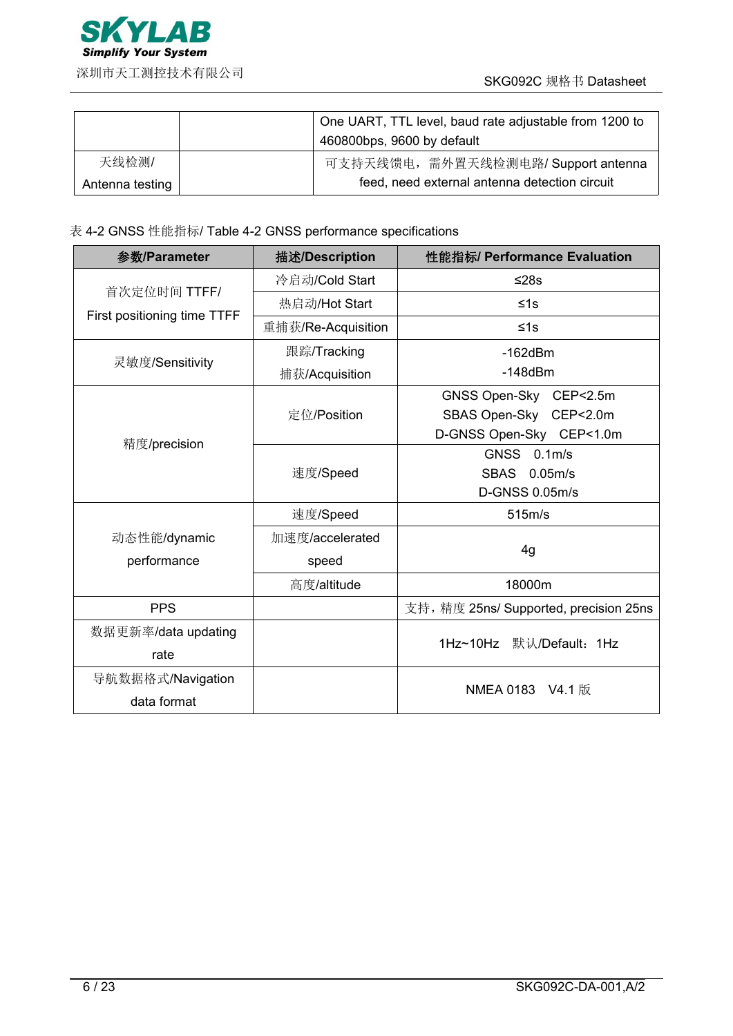| | | |
|---|---|---|
| | | One UART, TTL level, baud rate adjustable from 1200 to 460800bps, 9600 by default |
| 天线检测/ Antenna testing | | 可支持天线馈电，需外置天线检测电路/ Support antenna feed, need external antenna detection circuit |

表 4-2 GNSS 性能指标/ Table 4-2 GNSS performance specifications

| 参数/Parameter | 描述/Description | 性能指标/ Performance Evaluation |
|---|---|---|
| 首次定位时间 TTFF/ First positioning time TTFF | 冷启动/Cold Start | ≤28s |
| | 热启动/Hot Start | ≤1s |
| | 重捕获/Re-Acquisition | ≤1s |
| 灵敏度/Sensitivity | 跟踪/Tracking<br>捕获/Acquisition | -162dBm<br>-148dBm |
| 精度/precision | 定位/Position | GNSS Open-Sky CEP<2.5m<br>SBAS Open-Sky CEP<2.0m<br>D-GNSS Open-Sky CEP<1.0m |
| | 速度/Speed | GNSS 0.1m/s<br>SBAS 0.05m/s<br>D-GNSS 0.05m/s |
| 动态性能/dynamic performance | 速度/Speed | 515m/s |
| | 加速度/accelerated speed | 4g |
| | 高度/altitude | 18000m |
| PPS | | 支持，精度 25ns/ Supported, precision 25ns |
| 数据更新率/data updating rate | | 1Hz~10Hz 默认/Default：1Hz |
| 导航数据格式/Navigation data format | | NMEA 0183 V4.1 版 |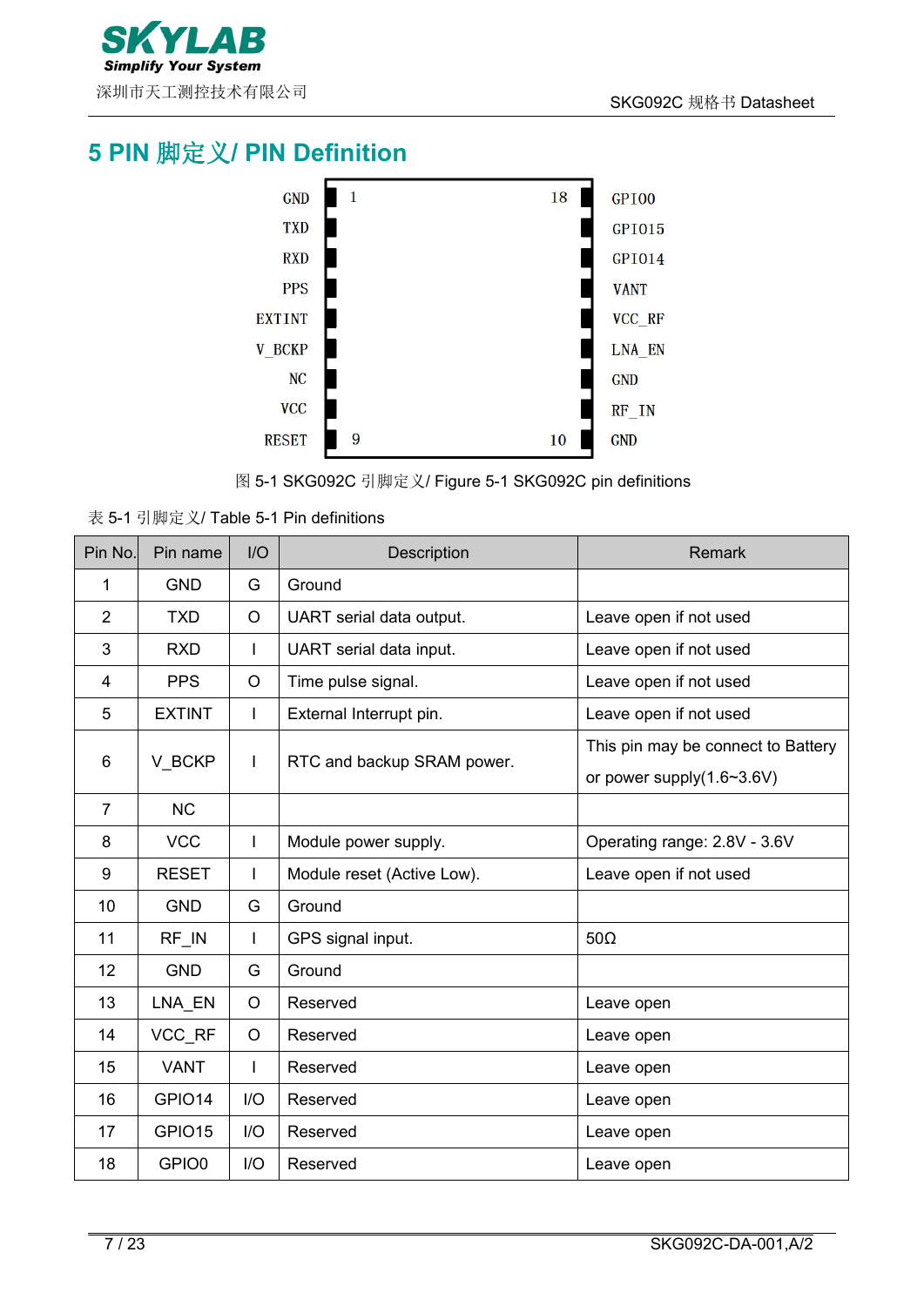# 5 PIN 脚定义/ PIN Definition

| Pin label | Pin | | Pin | Pin label |
|---|---|---|---|---|
| GND | 1 | | 18 | GPIO0 |
| TXD | | | | GPIO15 |
| RXD | | | | GPIO14 |
| PPS | | | | VANT |
| EXTINT | | | | VCC_RF |
| V_BCKP | | | | LNA_EN |
| NC | | | | GND |
| VCC | | | | RF_IN |
| RESET | 9 | | 10 | GND |

图 5-1 SKG092C 引脚定义/ Figure 5-1 SKG092C pin definitions

表 5-1 引脚定义/ Table 5-1 Pin definitions

| Pin No. | Pin name | I/O | Description | Remark |
|---|---|---|---|---|
| 1 | GND | G | Ground | |
| 2 | TXD | O | UART serial data output. | Leave open if not used |
| 3 | RXD | I | UART serial data input. | Leave open if not used |
| 4 | PPS | O | Time pulse signal. | Leave open if not used |
| 5 | EXTINT | I | External Interrupt pin. | Leave open if not used |
| 6 | V_BCKP | I | RTC and backup SRAM power. | This pin may be connect to Battery or power supply(1.6~3.6V) |
| 7 | NC | | | |
| 8 | VCC | I | Module power supply. | Operating range: 2.8V - 3.6V |
| 9 | RESET | I | Module reset (Active Low). | Leave open if not used |
| 10 | GND | G | Ground | |
| 11 | RF_IN | I | GPS signal input. | 50Ω |
| 12 | GND | G | Ground | |
| 13 | LNA_EN | O | Reserved | Leave open |
| 14 | VCC_RF | O | Reserved | Leave open |
| 15 | VANT | I | Reserved | Leave open |
| 16 | GPIO14 | I/O | Reserved | Leave open |
| 17 | GPIO15 | I/O | Reserved | Leave open |
| 18 | GPIO0 | I/O | Reserved | Leave open |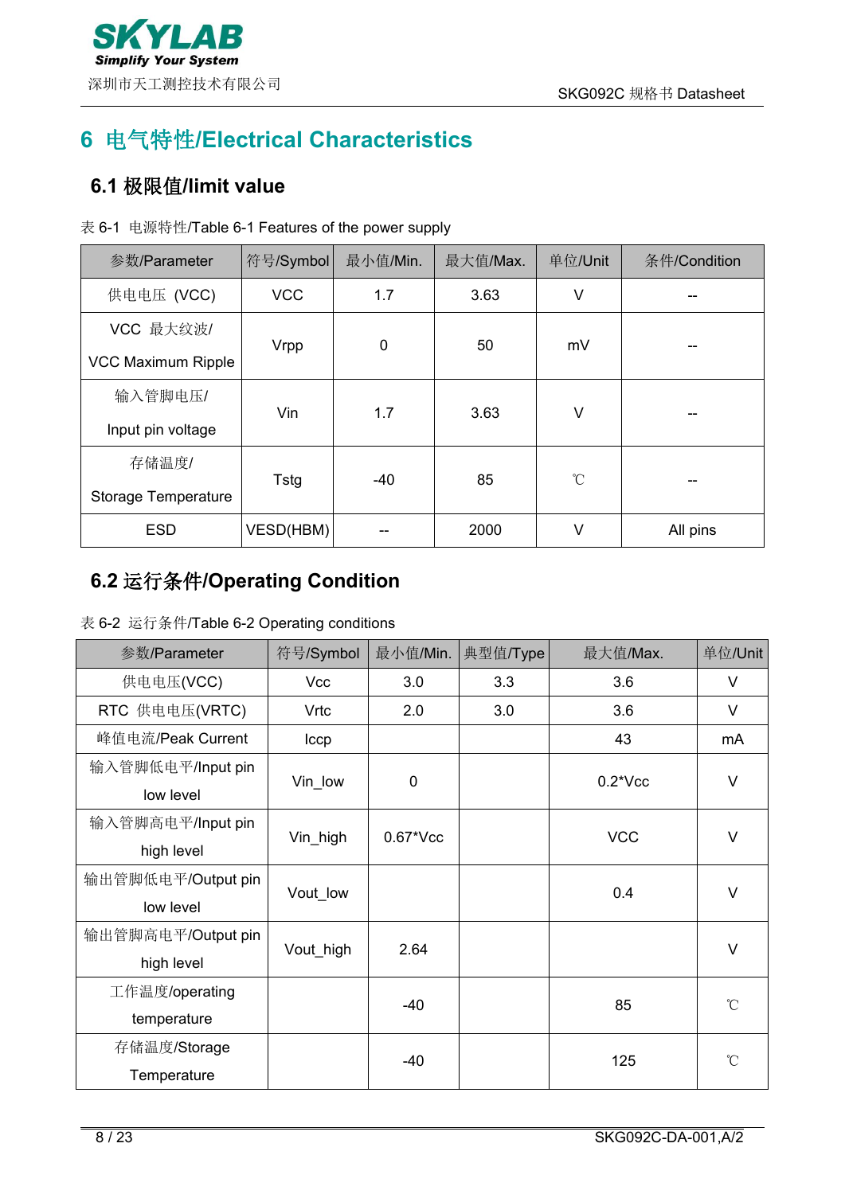# 6 电气特性/Electrical Characteristics

## 6.1 极限值/limit value

表 6-1 电源特性/Table 6-1 Features of the power supply

| 参数/Parameter | 符号/Symbol | 最小值/Min. | 最大值/Max. | 单位/Unit | 条件/Condition |
|---|---|---|---|---|---|
| 供电电压 (VCC) | VCC | 1.7 | 3.63 | V | -- |
| VCC 最大纹波/ VCC Maximum Ripple | Vrpp | 0 | 50 | mV | -- |
| 输入管脚电压/ Input pin voltage | Vin | 1.7 | 3.63 | V | -- |
| 存储温度/ Storage Temperature | Tstg | -40 | 85 | ℃ | -- |
| ESD | VESD(HBM) | -- | 2000 | V | All pins |

## 6.2 运行条件/Operating Condition

表 6-2 运行条件/Table 6-2 Operating conditions

| 参数/Parameter | 符号/Symbol | 最小值/Min. | 典型值/Type | 最大值/Max. | 单位/Unit |
|---|---|---|---|---|---|
| 供电电压(VCC) | Vcc | 3.0 | 3.3 | 3.6 | V |
| RTC 供电电压(VRTC) | Vrtc | 2.0 | 3.0 | 3.6 | V |
| 峰值电流/Peak Current | Iccp | | | 43 | mA |
| 输入管脚低电平/Input pin low level | Vin_low | 0 | | 0.2*Vcc | V |
| 输入管脚高电平/Input pin high level | Vin_high | 0.67*Vcc | | VCC | V |
| 输出管脚低电平/Output pin low level | Vout_low | | | 0.4 | V |
| 输出管脚高电平/Output pin high level | Vout_high | 2.64 | | | V |
| 工作温度/operating temperature | | -40 | | 85 | ℃ |
| 存储温度/Storage Temperature | | -40 | | 125 | ℃ |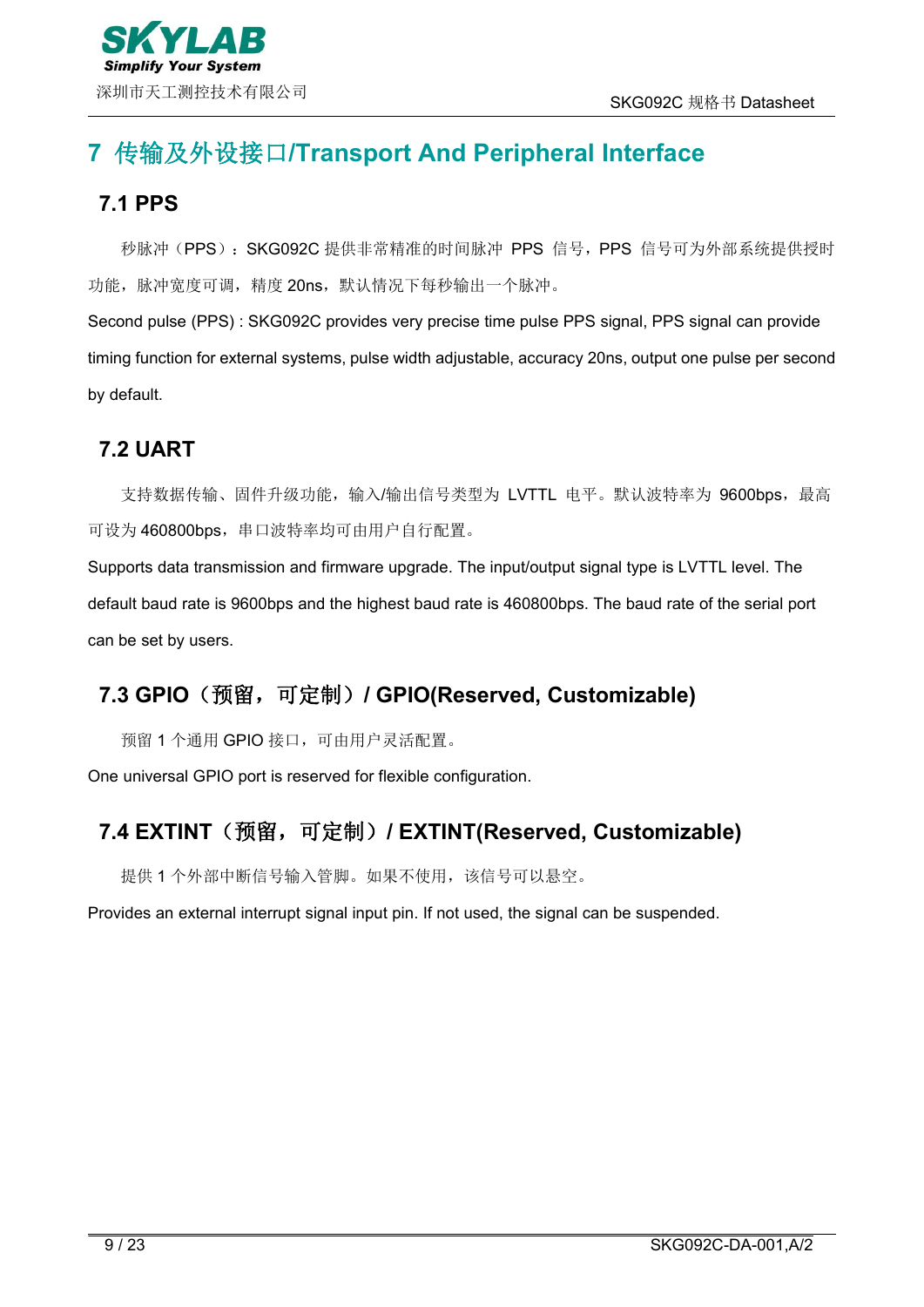# 7 传输及外设接口/Transport And Peripheral Interface

## 7.1 PPS

秒脉冲（PPS）：SKG092C 提供非常精准的时间脉冲 PPS 信号，PPS 信号可为外部系统提供授时功能，脉冲宽度可调，精度 20ns，默认情况下每秒输出一个脉冲。

Second pulse (PPS) : SKG092C provides very precise time pulse PPS signal, PPS signal can provide timing function for external systems, pulse width adjustable, accuracy 20ns, output one pulse per second by default.

## 7.2 UART

支持数据传输、固件升级功能，输入/输出信号类型为 LVTTL 电平。默认波特率为 9600bps，最高可设为 460800bps，串口波特率均可由用户自行配置。

Supports data transmission and firmware upgrade. The input/output signal type is LVTTL level. The default baud rate is 9600bps and the highest baud rate is 460800bps. The baud rate of the serial port can be set by users.

## 7.3 GPIO（预留，可定制）/ GPIO(Reserved, Customizable)

预留 1 个通用 GPIO 接口，可由用户灵活配置。

One universal GPIO port is reserved for flexible configuration.

## 7.4 EXTINT（预留，可定制）/ EXTINT(Reserved, Customizable)

提供 1 个外部中断信号输入管脚。如果不使用，该信号可以悬空。

Provides an external interrupt signal input pin. If not used, the signal can be suspended.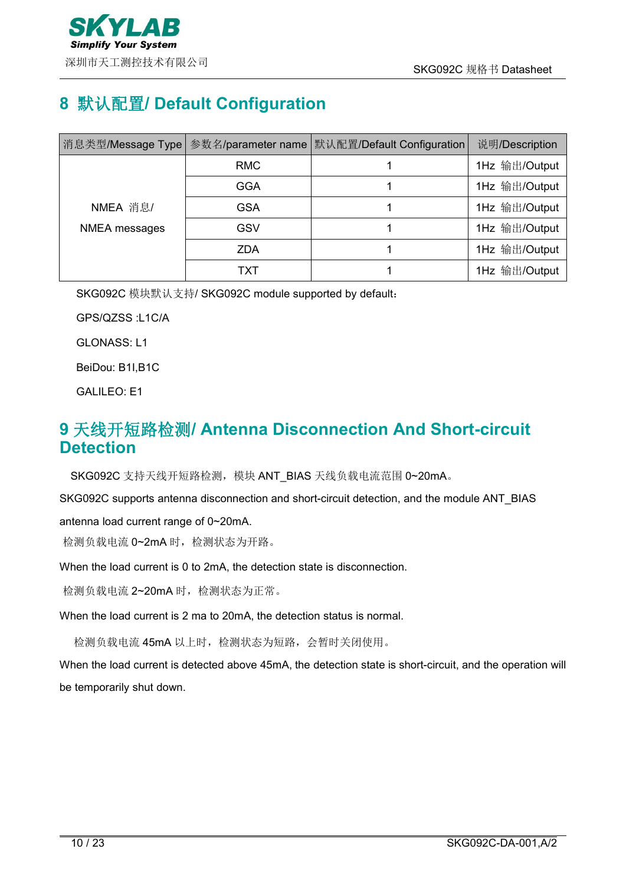## 8 默认配置/ Default Configuration

| 消息类型/Message Type | 参数名/parameter name | 默认配置/Default Configuration | 说明/Description |
|---|---|---|---|
| NMEA 消息/ NMEA messages | RMC | 1 | 1Hz 输出/Output |
| | GGA | 1 | 1Hz 输出/Output |
| | GSA | 1 | 1Hz 输出/Output |
| | GSV | 1 | 1Hz 输出/Output |
| | ZDA | 1 | 1Hz 输出/Output |
| | TXT | 1 | 1Hz 输出/Output |

SKG092C 模块默认支持/ SKG092C module supported by default：

GPS/QZSS :L1C/A

GLONASS: L1

BeiDou: B1I,B1C

GALILEO: E1

## 9 天线开短路检测/ Antenna Disconnection And Short-circuit Detection

SKG092C 支持天线开短路检测，模块 ANT_BIAS 天线负载电流范围 0~20mA。

SKG092C supports antenna disconnection and short-circuit detection, and the module ANT_BIAS antenna load current range of 0~20mA.

检测负载电流 0~2mA 时，检测状态为开路。

When the load current is 0 to 2mA, the detection state is disconnection.

检测负载电流 2~20mA 时，检测状态为正常。

When the load current is 2 ma to 20mA, the detection status is normal.

检测负载电流 45mA 以上时，检测状态为短路，会暂时关闭使用。

When the load current is detected above 45mA, the detection state is short-circuit, and the operation will be temporarily shut down.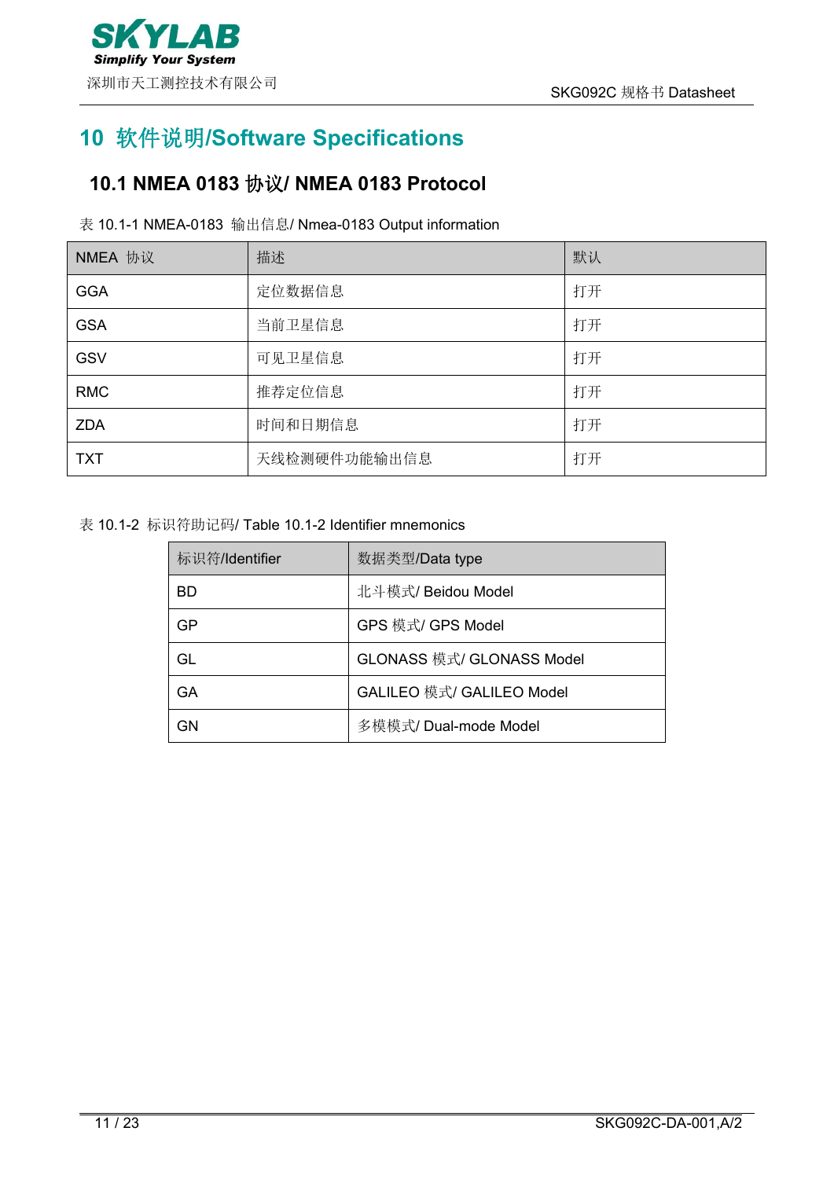# 10 软件说明/Software Specifications

## 10.1 NMEA 0183 协议/ NMEA 0183 Protocol

表 10.1-1 NMEA-0183 输出信息/ Nmea-0183 Output information

| NMEA 协议 | 描述 | 默认 |
| --- | --- | --- |
| GGA | 定位数据信息 | 打开 |
| GSA | 当前卫星信息 | 打开 |
| GSV | 可见卫星信息 | 打开 |
| RMC | 推荐定位信息 | 打开 |
| ZDA | 时间和日期信息 | 打开 |
| TXT | 天线检测硬件功能输出信息 | 打开 |

表 10.1-2 标识符助记码/ Table 10.1-2 Identifier mnemonics

| 标识符/Identifier | 数据类型/Data type |
| --- | --- |
| BD | 北斗模式/ Beidou Model |
| GP | GPS 模式/ GPS Model |
| GL | GLONASS 模式/ GLONASS Model |
| GA | GALILEO 模式/ GALILEO Model |
| GN | 多模模式/ Dual-mode Model |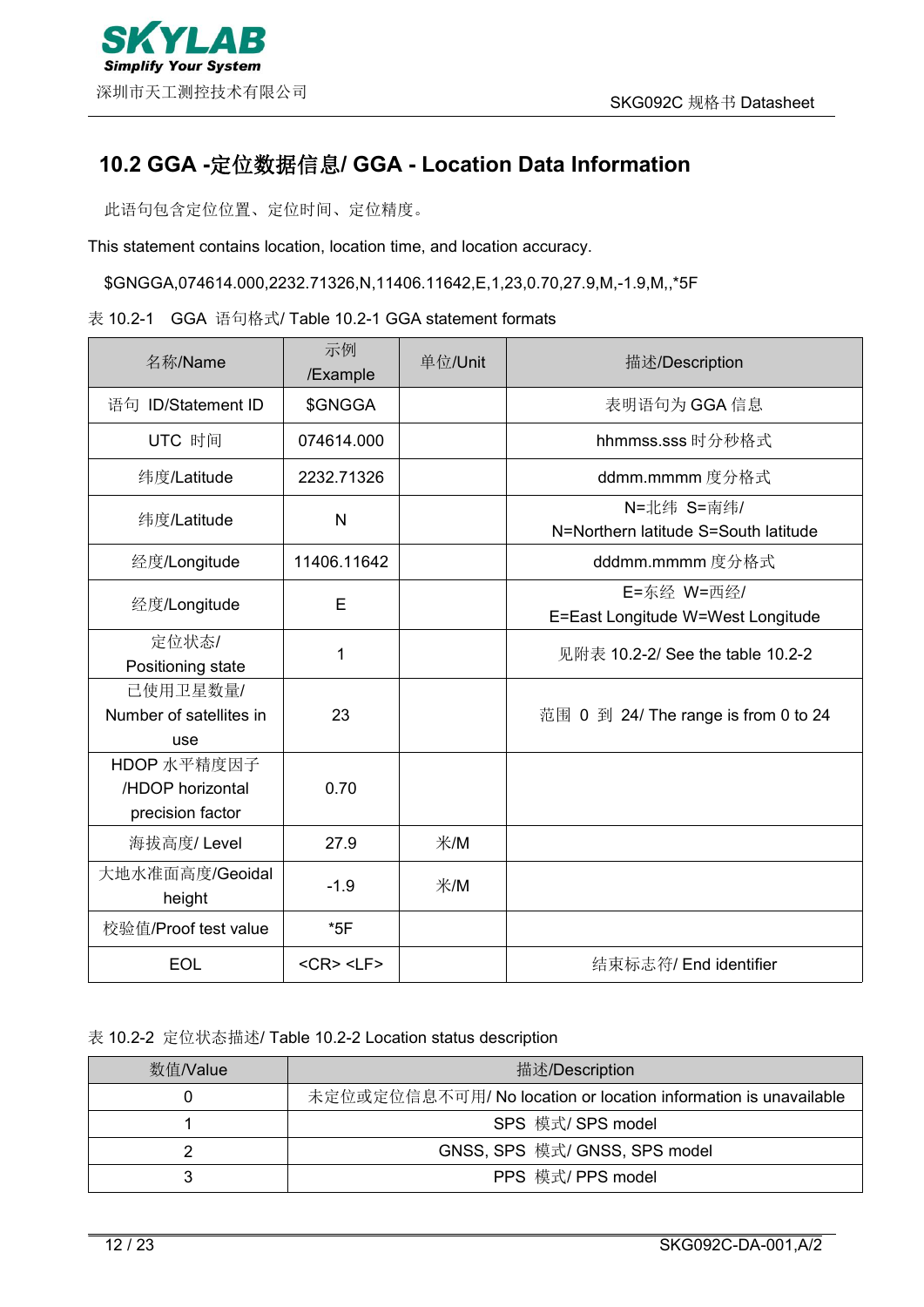## 10.2 GGA -定位数据信息/ GGA - Location Data Information

此语句包含定位位置、定位时间、定位精度。

This statement contains location, location time, and location accuracy.

$GNGGA,074614.000,2232.71326,N,11406.11642,E,1,23,0.70,27.9,M,-1.9,M,,*5F

表 10.2-1 GGA 语句格式/ Table 10.2-1 GGA statement formats

| 名称/Name | 示例/Example | 单位/Unit | 描述/Description |
|---|---|---|---|
| 语句 ID/Statement ID | $GNGGA | | 表明语句为 GGA 信息 |
| UTC 时间 | 074614.000 | | hhmmss.sss 时分秒格式 |
| 纬度/Latitude | 2232.71326 | | ddmm.mmmm 度分格式 |
| 纬度/Latitude | N | | N=北纬 S=南纬/ N=Northern latitude S=South latitude |
| 经度/Longitude | 11406.11642 | | dddmm.mmmm 度分格式 |
| 经度/Longitude | E | | E=东经 W=西经/ E=East Longitude W=West Longitude |
| 定位状态/ Positioning state | 1 | | 见附表 10.2-2/ See the table 10.2-2 |
| 已使用卫星数量/ Number of satellites in use | 23 | | 范围 0 到 24/ The range is from 0 to 24 |
| HDOP 水平精度因子 /HDOP horizontal precision factor | 0.70 | | |
| 海拔高度/ Level | 27.9 | 米/M | |
| 大地水准面高度/Geoidal height | -1.9 | 米/M | |
| 校验值/Proof test value | *5F | | |
| EOL | <CR> <LF> | | 结束标志符/ End identifier |

表 10.2-2 定位状态描述/ Table 10.2-2 Location status description

| 数值/Value | 描述/Description |
|---|---|
| 0 | 未定位或定位信息不可用/ No location or location information is unavailable |
| 1 | SPS 模式/ SPS model |
| 2 | GNSS, SPS 模式/ GNSS, SPS model |
| 3 | PPS 模式/ PPS model |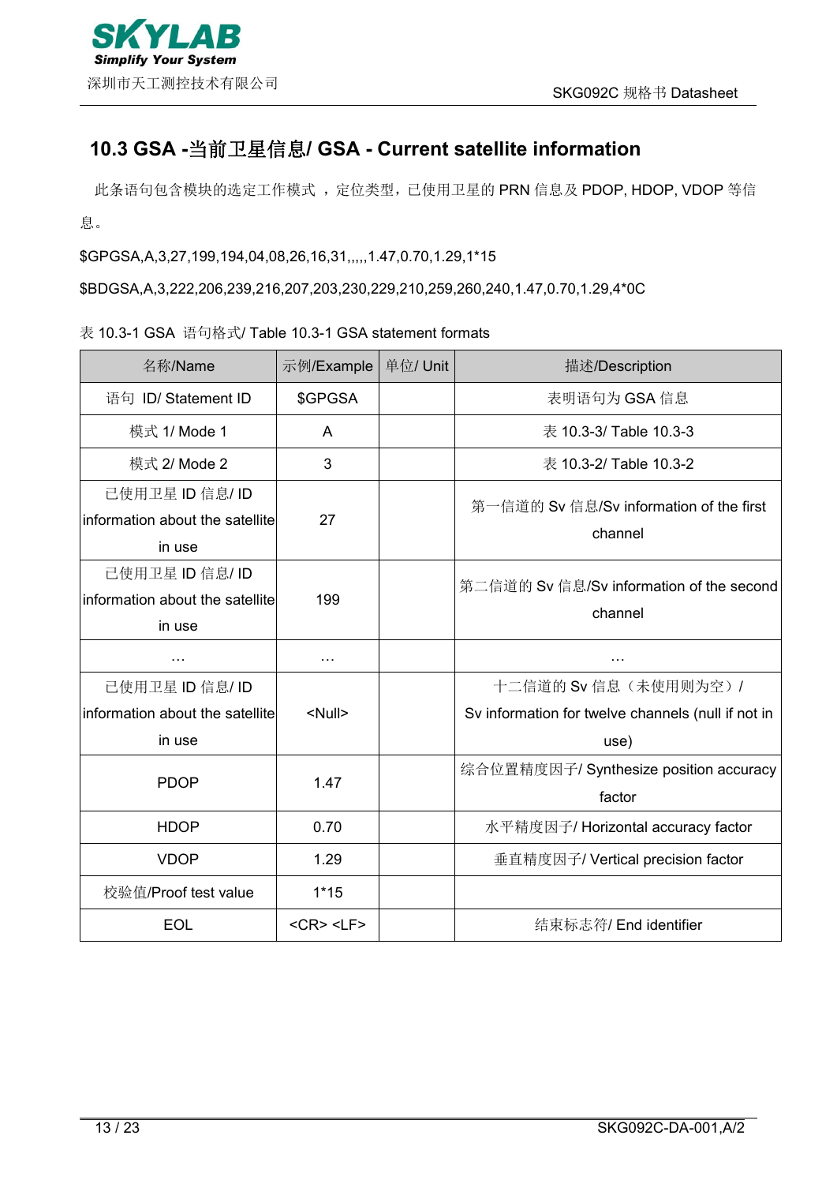## 10.3 GSA -当前卫星信息/ GSA - Current satellite information

此条语句包含模块的选定工作模式 ，定位类型，已使用卫星的 PRN 信息及 PDOP, HDOP, VDOP 等信息。

$GPGSA,A,3,27,199,194,04,08,26,16,31,,,,,1.47,0.70,1.29,1*15

$BDGSA,A,3,222,206,239,216,207,203,230,229,210,259,260,240,1.47,0.70,1.29,4*0C

表 10.3-1 GSA 语句格式/ Table 10.3-1 GSA statement formats

| 名称/Name | 示例/Example | 单位/ Unit | 描述/Description |
|---|---|---|---|
| 语句 ID/ Statement ID | $GPGSA | | 表明语句为 GSA 信息 |
| 模式 1/ Mode 1 | A | | 表 10.3-3/ Table 10.3-3 |
| 模式 2/ Mode 2 | 3 | | 表 10.3-2/ Table 10.3-2 |
| 已使用卫星 ID 信息/ ID information about the satellite in use | 27 | | 第一信道的 Sv 信息/Sv information of the first channel |
| 已使用卫星 ID 信息/ ID information about the satellite in use | 199 | | 第二信道的 Sv 信息/Sv information of the second channel |
| … | … | | … |
| 已使用卫星 ID 信息/ ID information about the satellite in use | <Null> | | 十二信道的 Sv 信息（未使用则为空）/ Sv information for twelve channels (null if not in use) |
| PDOP | 1.47 | | 综合位置精度因子/ Synthesize position accuracy factor |
| HDOP | 0.70 | | 水平精度因子/ Horizontal accuracy factor |
| VDOP | 1.29 | | 垂直精度因子/ Vertical precision factor |
| 校验值/Proof test value | 1*15 | | |
| EOL | <CR> <LF> | | 结束标志符/ End identifier |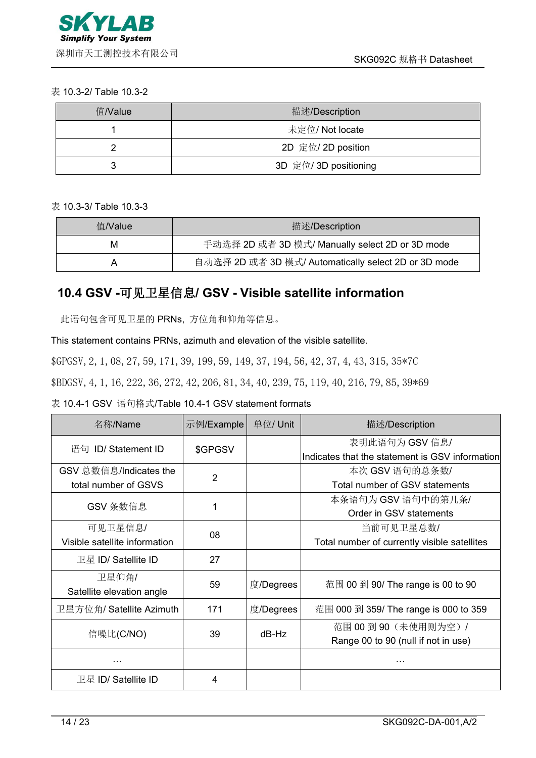表 10.3-2/ Table 10.3-2

| 值/Value | 描述/Description |
|---|---|
| 1 | 未定位/ Not locate |
| 2 | 2D 定位/ 2D position |
| 3 | 3D 定位/ 3D positioning |

表 10.3-3/ Table 10.3-3

| 值/Value | 描述/Description |
|---|---|
| M | 手动选择 2D 或者 3D 模式/ Manually select 2D or 3D mode |
| A | 自动选择 2D 或者 3D 模式/ Automatically select 2D or 3D mode |

## 10.4 GSV -可见卫星信息/ GSV - Visible satellite information

此语句包含可见卫星的 PRNs，方位角和仰角等信息。

This statement contains PRNs, azimuth and elevation of the visible satellite.

$GPGSV,2,1,08,27,59,171,39,199,59,149,37,194,56,42,37,4,43,315,35*7C

$BDGSV,4,1,16,222,36,272,42,206,81,34,40,239,75,119,40,216,79,85,39*69

表 10.4-1 GSV 语句格式/Table 10.4-1 GSV statement formats

| 名称/Name | 示例/Example | 单位/ Unit | 描述/Description |
|---|---|---|---|
| 语句 ID/ Statement ID | $GPGSV | | 表明此语句为 GSV 信息/ Indicates that the statement is GSV information |
| GSV 总数信息/Indicates the total number of GSVS | 2 | | 本次 GSV 语句的总条数/ Total number of GSV statements |
| GSV 条数信息 | 1 | | 本条语句为 GSV 语句中的第几条/ Order in GSV statements |
| 可见卫星信息/ Visible satellite information | 08 | | 当前可见卫星总数/ Total number of currently visible satellites |
| 卫星 ID/ Satellite ID | 27 | | |
| 卫星仰角/ Satellite elevation angle | 59 | 度/Degrees | 范围 00 到 90/ The range is 00 to 90 |
| 卫星方位角/ Satellite Azimuth | 171 | 度/Degrees | 范围 000 到 359/ The range is 000 to 359 |
| 信噪比(C/NO) | 39 | dB-Hz | 范围 00 到 90（未使用则为空）/ Range 00 to 90 (null if not in use) |
| … | | | … |
| 卫星 ID/ Satellite ID | 4 | | |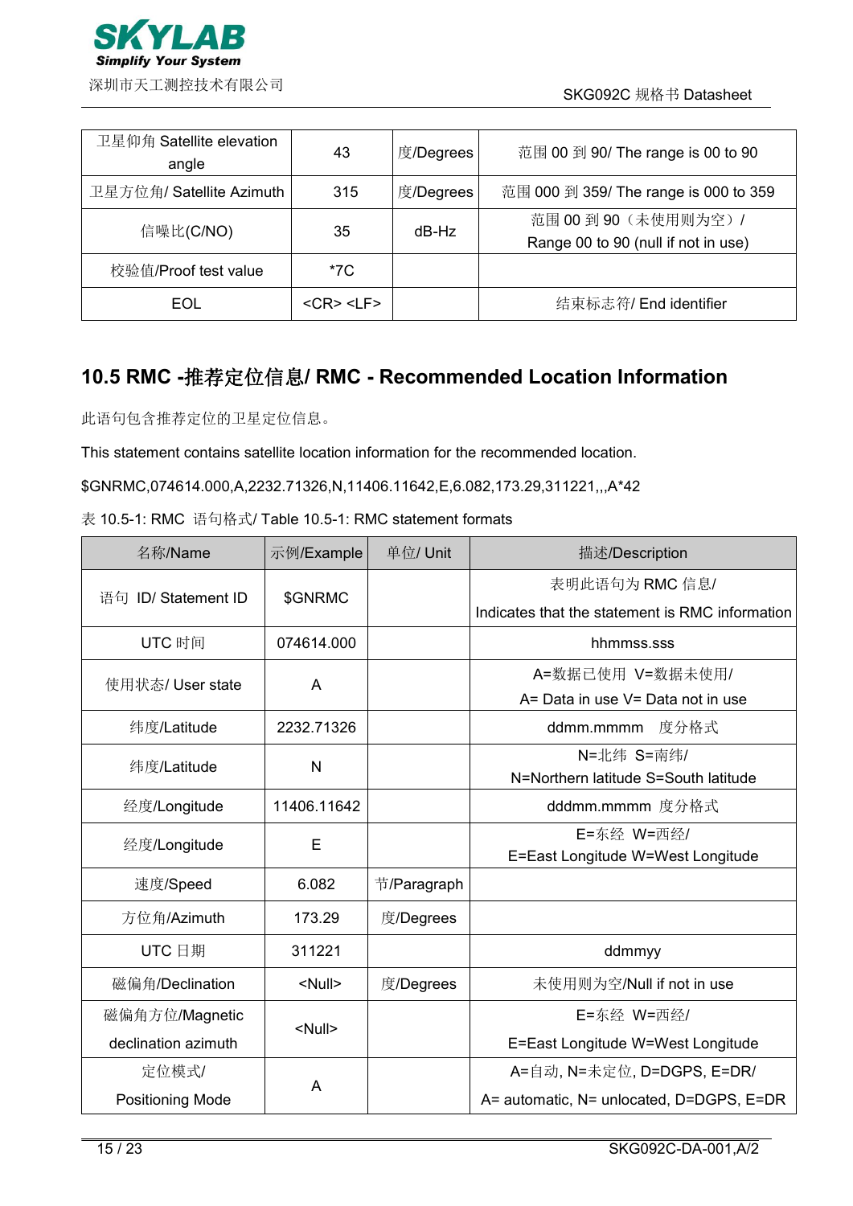| 卫星仰角 Satellite elevation angle | 43 | 度/Degrees | 范围 00 到 90/ The range is 00 to 90 |
|---|---|---|---|
| 卫星方位角/ Satellite Azimuth | 315 | 度/Degrees | 范围 000 到 359/ The range is 000 to 359 |
| 信噪比(C/NO) | 35 | dB-Hz | 范围 00 到 90（未使用则为空）/ Range 00 to 90 (null if not in use) |
| 校验值/Proof test value | *7C | | |
| EOL | <CR> <LF> | | 结束标志符/ End identifier |

## 10.5 RMC -推荐定位信息/ RMC - Recommended Location Information

此语句包含推荐定位的卫星定位信息。

This statement contains satellite location information for the recommended location.

$GNRMC,074614.000,A,2232.71326,N,11406.11642,E,6.082,173.29,311221,,,A*42

表 10.5-1: RMC 语句格式/ Table 10.5-1: RMC statement formats

| 名称/Name | 示例/Example | 单位/ Unit | 描述/Description |
|---|---|---|---|
| 语句 ID/ Statement ID | $GNRMC | | 表明此语句为 RMC 信息/ Indicates that the statement is RMC information |
| UTC 时间 | 074614.000 | | hhmmss.sss |
| 使用状态/ User state | A | | A=数据已使用 V=数据未使用/ A= Data in use V= Data not in use |
| 纬度/Latitude | 2232.71326 | | ddmm.mmmm 度分格式 |
| 纬度/Latitude | N | | N=北纬 S=南纬/ N=Northern latitude S=South latitude |
| 经度/Longitude | 11406.11642 | | dddmm.mmmm 度分格式 |
| 经度/Longitude | E | | E=东经 W=西经/ E=East Longitude W=West Longitude |
| 速度/Speed | 6.082 | 节/Paragraph | |
| 方位角/Azimuth | 173.29 | 度/Degrees | |
| UTC 日期 | 311221 | | ddmmyy |
| 磁偏角/Declination | <Null> | 度/Degrees | 未使用则为空/Null if not in use |
| 磁偏角方位/Magnetic declination azimuth | <Null> | | E=东经 W=西经/ E=East Longitude W=West Longitude |
| 定位模式/ Positioning Mode | A | | A=自动, N=未定位, D=DGPS, E=DR/ A= automatic, N= unlocated, D=DGPS, E=DR |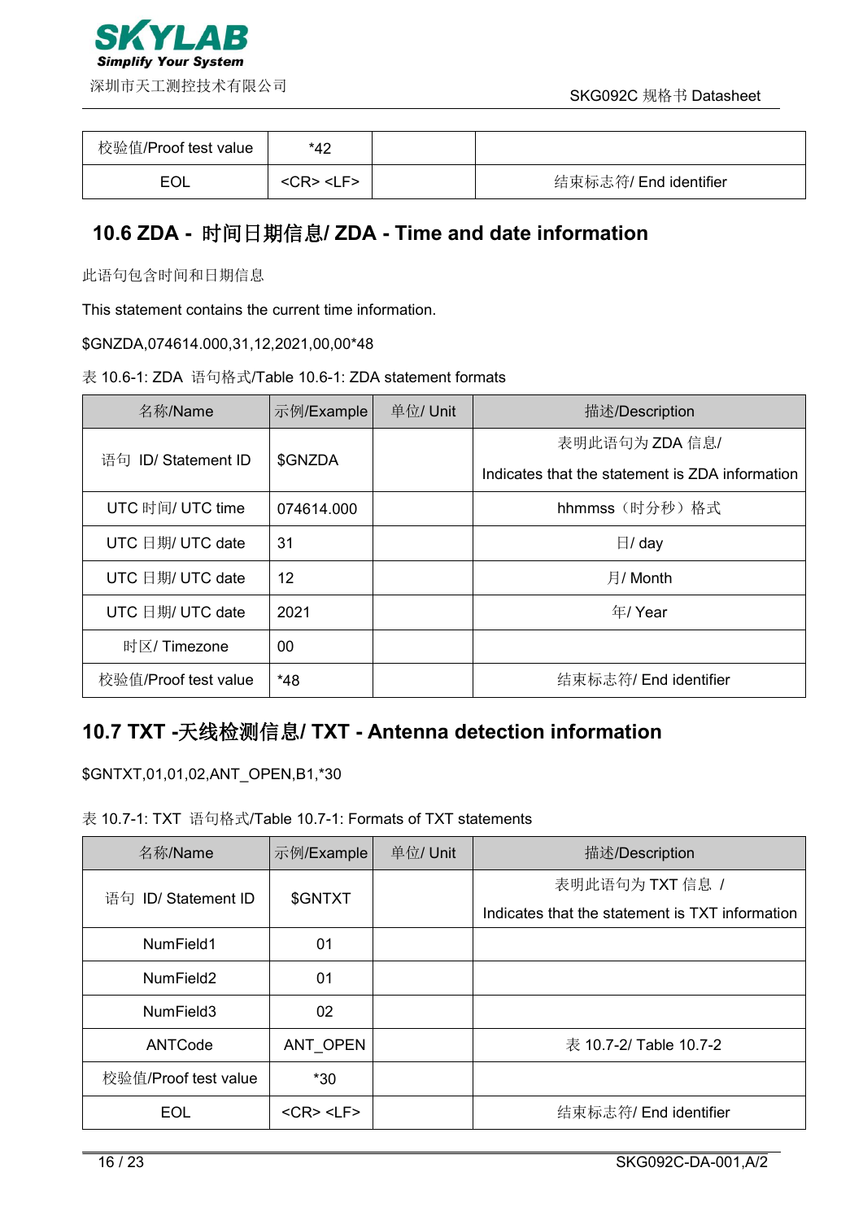| 校验值/Proof test value | *42 | | |
|---|---|---|---|
| EOL | <CR> <LF> | | 结束标志符/ End identifier |

## 10.6 ZDA - 时间日期信息/ ZDA - Time and date information

此语句包含时间和日期信息

This statement contains the current time information.

$GNZDA,074614.000,31,12,2021,00,00*48

表 10.6-1: ZDA 语句格式/Table 10.6-1: ZDA statement formats

| 名称/Name | 示例/Example | 单位/ Unit | 描述/Description |
|---|---|---|---|
| 语句 ID/ Statement ID | $GNZDA | | 表明此语句为 ZDA 信息/ Indicates that the statement is ZDA information |
| UTC 时间/ UTC time | 074614.000 | | hhmmss（时分秒）格式 |
| UTC 日期/ UTC date | 31 | | 日/ day |
| UTC 日期/ UTC date | 12 | | 月/ Month |
| UTC 日期/ UTC date | 2021 | | 年/ Year |
| 时区/ Timezone | 00 | | |
| 校验值/Proof test value | *48 | | 结束标志符/ End identifier |

## 10.7 TXT -天线检测信息/ TXT - Antenna detection information

$GNTXT,01,01,02,ANT_OPEN,B1,*30

表 10.7-1: TXT 语句格式/Table 10.7-1: Formats of TXT statements

| 名称/Name | 示例/Example | 单位/ Unit | 描述/Description |
|---|---|---|---|
| 语句 ID/ Statement ID | $GNTXT | | 表明此语句为 TXT 信息 / Indicates that the statement is TXT information |
| NumField1 | 01 | | |
| NumField2 | 01 | | |
| NumField3 | 02 | | |
| ANTCode | ANT_OPEN | | 表 10.7-2/ Table 10.7-2 |
| 校验值/Proof test value | *30 | | |
| EOL | <CR> <LF> | | 结束标志符/ End identifier |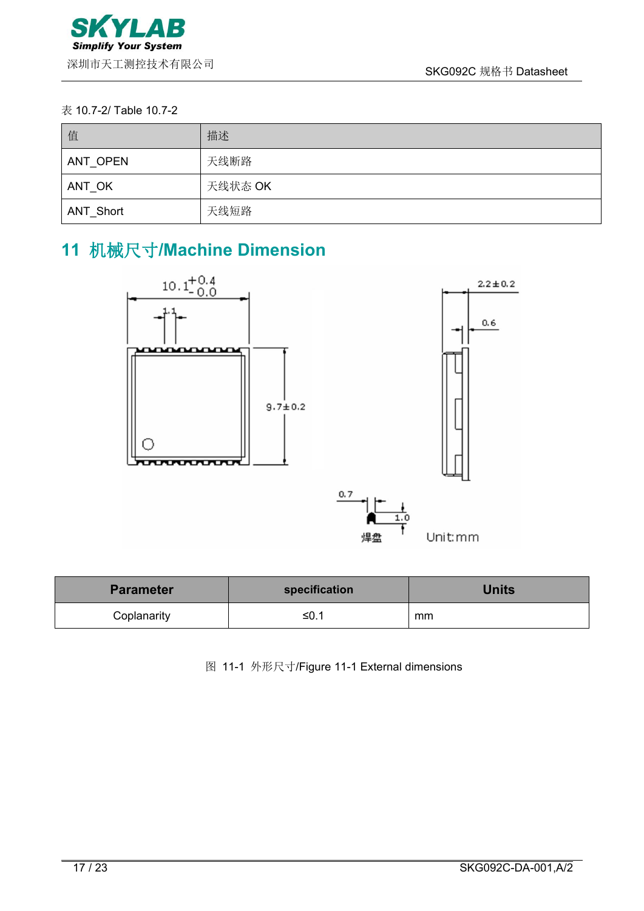表 10.7-2/ Table 10.7-2

| 值 | 描述 |
| --- | --- |
| ANT_OPEN | 天线断路 |
| ANT_OK | 天线状态 OK |
| ANT_Short | 天线短路 |

# 11 机械尺寸/Machine Dimension

| Parameter | specification | Units |
| --- | --- | --- |
| Coplanarity | ≤0.1 | mm |

图 11-1 外形尺寸/Figure 11-1 External dimensions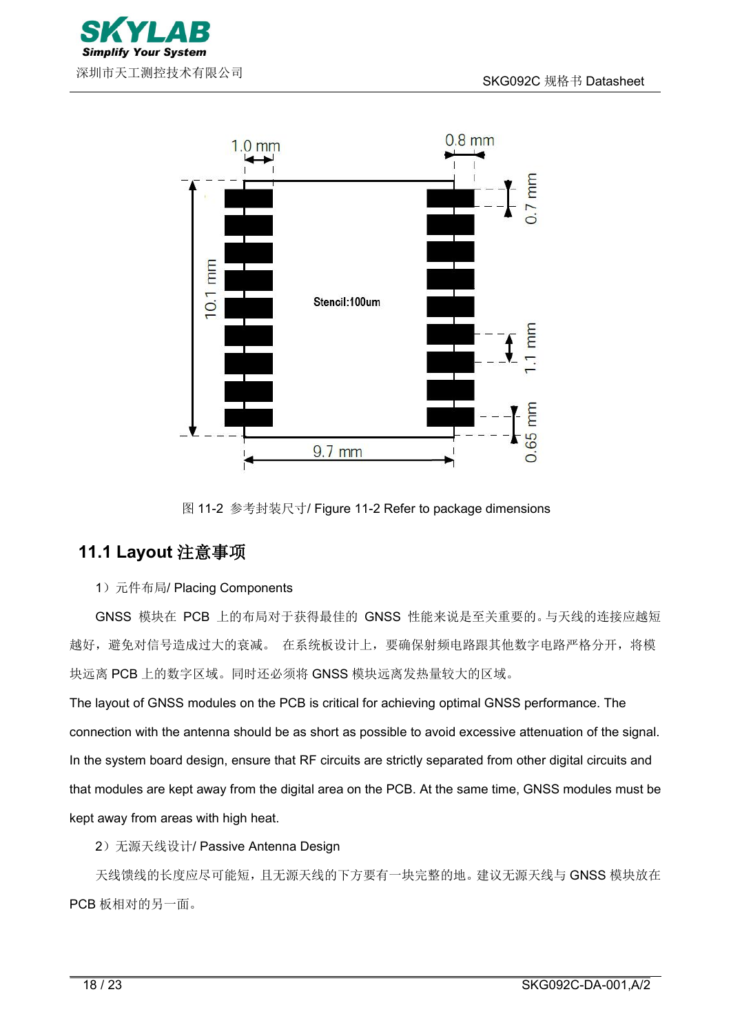图 11-2 参考封装尺寸/ Figure 11-2 Refer to package dimensions

## 11.1 Layout 注意事项

1）元件布局/ Placing Components

GNSS 模块在 PCB 上的布局对于获得最佳的 GNSS 性能来说是至关重要的。与天线的连接应越短越好，避免对信号造成过大的衰减。 在系统板设计上，要确保射频电路跟其他数字电路严格分开，将模块远离 PCB 上的数字区域。同时还必须将 GNSS 模块远离发热量较大的区域。

The layout of GNSS modules on the PCB is critical for achieving optimal GNSS performance. The connection with the antenna should be as short as possible to avoid excessive attenuation of the signal. In the system board design, ensure that RF circuits are strictly separated from other digital circuits and that modules are kept away from the digital area on the PCB. At the same time, GNSS modules must be kept away from areas with high heat.

2）无源天线设计/ Passive Antenna Design

天线馈线的长度应尽可能短，且无源天线的下方要有一块完整的地。建议无源天线与 GNSS 模块放在 PCB 板相对的另一面。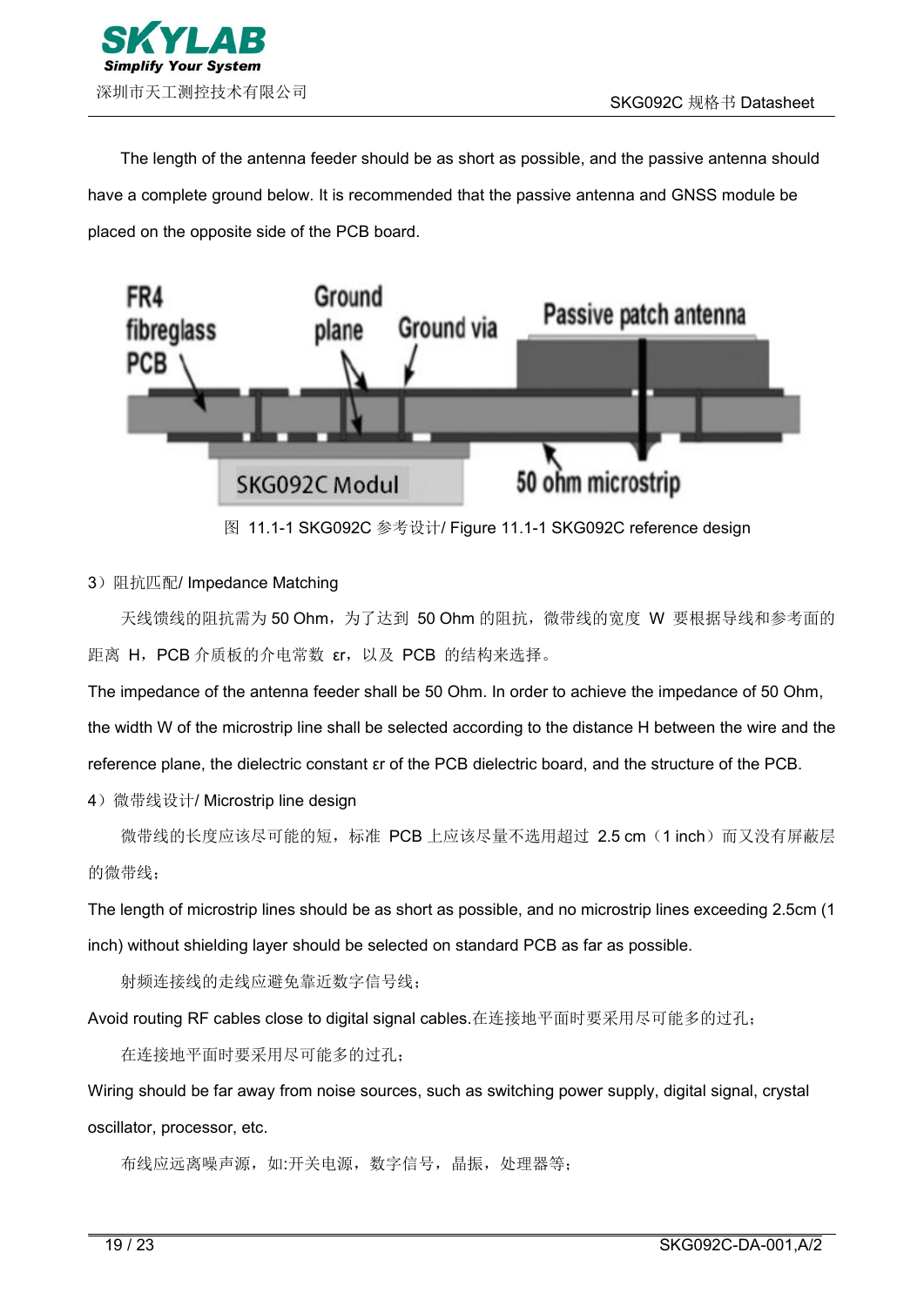The length of the antenna feeder should be as short as possible, and the passive antenna should have a complete ground below. It is recommended that the passive antenna and GNSS module be placed on the opposite side of the PCB board.

图 11.1-1 SKG092C 参考设计/ Figure 11.1-1 SKG092C reference design

3）阻抗匹配/ Impedance Matching

天线馈线的阻抗需为 50 Ohm，为了达到 50 Ohm 的阻抗，微带线的宽度 W 要根据导线和参考面的距离 H，PCB 介质板的介电常数 εr，以及 PCB 的结构来选择。

The impedance of the antenna feeder shall be 50 Ohm. In order to achieve the impedance of 50 Ohm, the width W of the microstrip line shall be selected according to the distance H between the wire and the reference plane, the dielectric constant εr of the PCB dielectric board, and the structure of the PCB.

4）微带线设计/ Microstrip line design

微带线的长度应该尽可能的短，标准 PCB 上应该尽量不选用超过 2.5 cm（1 inch）而又没有屏蔽层的微带线；

The length of microstrip lines should be as short as possible, and no microstrip lines exceeding 2.5cm (1 inch) without shielding layer should be selected on standard PCB as far as possible.

射频连接线的走线应避免靠近数字信号线；

Avoid routing RF cables close to digital signal cables.在连接地平面时要采用尽可能多的过孔；

在连接地平面时要采用尽可能多的过孔；

Wiring should be far away from noise sources, such as switching power supply, digital signal, crystal oscillator, processor, etc.

布线应远离噪声源，如:开关电源，数字信号，晶振，处理器等；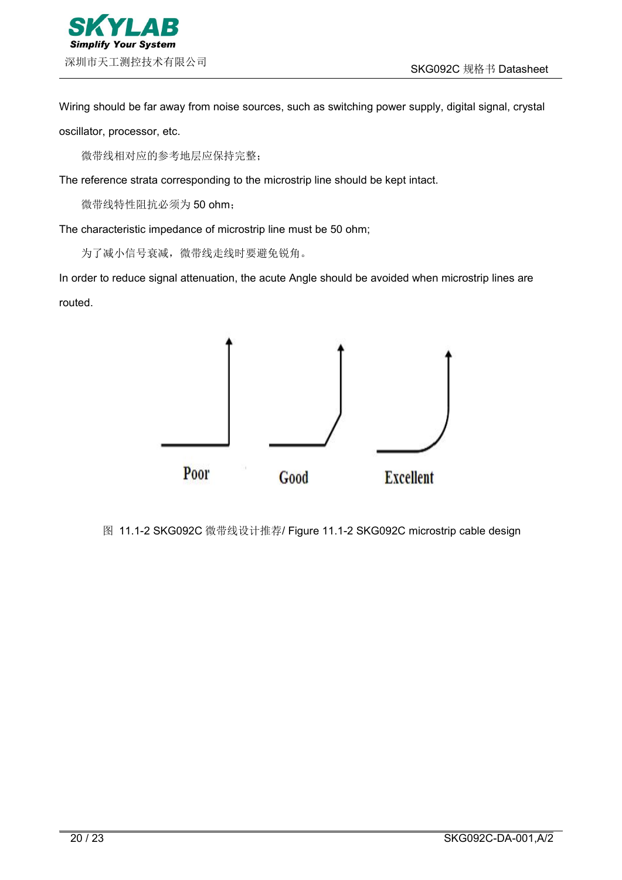Wiring should be far away from noise sources, such as switching power supply, digital signal, crystal oscillator, processor, etc.

微带线相对应的参考地层应保持完整；

The reference strata corresponding to the microstrip line should be kept intact.

微带线特性阻抗必须为 50 ohm；

The characteristic impedance of microstrip line must be 50 ohm;

为了减小信号衰减，微带线走线时要避免锐角。

In order to reduce signal attenuation, the acute Angle should be avoided when microstrip lines are routed.

Poor Good Excellent

图 11.1-2 SKG092C 微带线设计推荐/ Figure 11.1-2 SKG092C microstrip cable design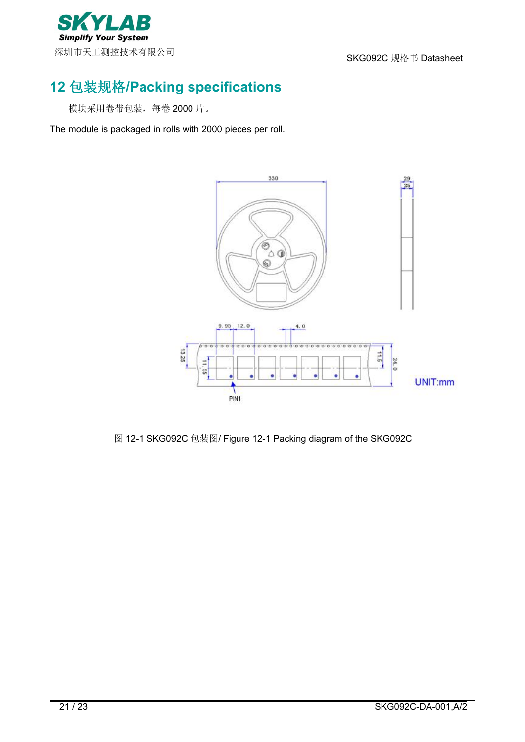## 12 包装规格/Packing specifications

模块采用卷带包装，每卷 2000 片。

The module is packaged in rolls with 2000 pieces per roll.

图 12-1 SKG092C 包装图/ Figure 12-1 Packing diagram of the SKG092C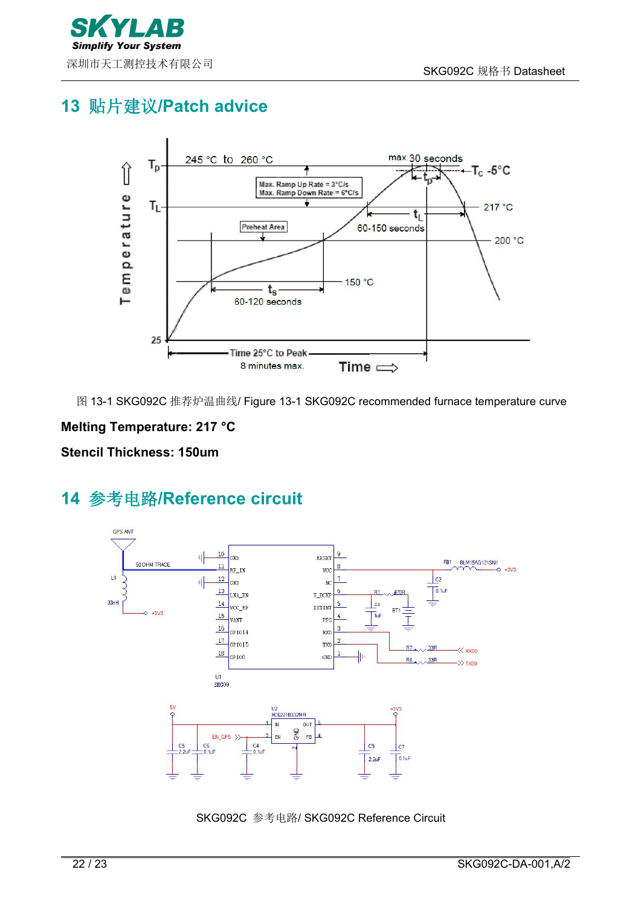## 13 贴片建议/Patch advice

图 13-1 SKG092C 推荐炉温曲线/ Figure 13-1 SKG092C recommended furnace temperature curve

**Melting Temperature: 217 °C**

**Stencil Thickness: 150um**

## 14 参考电路/Reference circuit

SKG092C 参考电路/ SKG092C Reference Circuit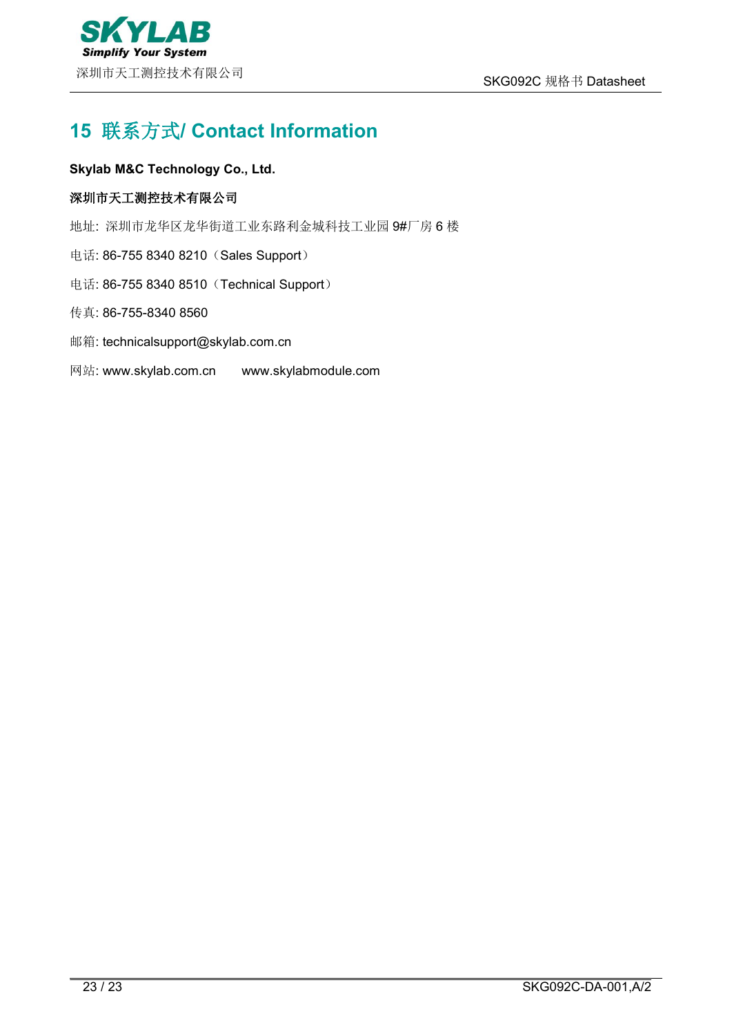# 15 联系方式/ Contact Information

**Skylab M&C Technology Co., Ltd.**

**深圳市天工测控技术有限公司**

地址: 深圳市龙华区龙华街道工业东路利金城科技工业园 9#厂房 6 楼

电话: 86-755 8340 8210（Sales Support）

电话: 86-755 8340 8510（Technical Support）

传真: 86-755-8340 8560

邮箱: technicalsupport@skylab.com.cn

网站: www.skylab.com.cn　　www.skylabmodule.com